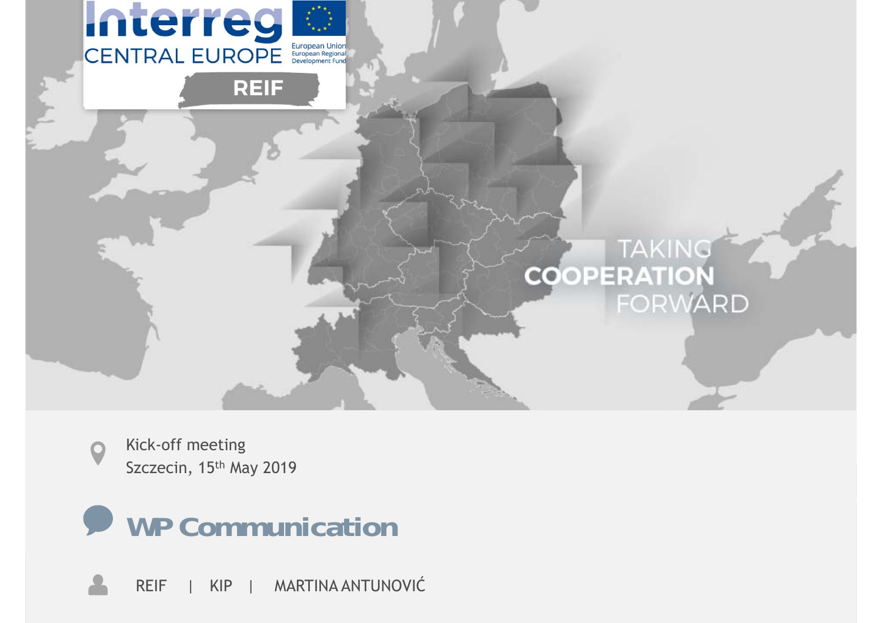Interreg
CENTRAL EUROPE
European Union
European Regional Development Fund

REIF

TAKING
**COOPERATION**
FORWARD

Kick-off meeting
Szczecin, 15th May 2019

# WP Communication

REIF | KIP | MARTINA ANTUNOVIĆ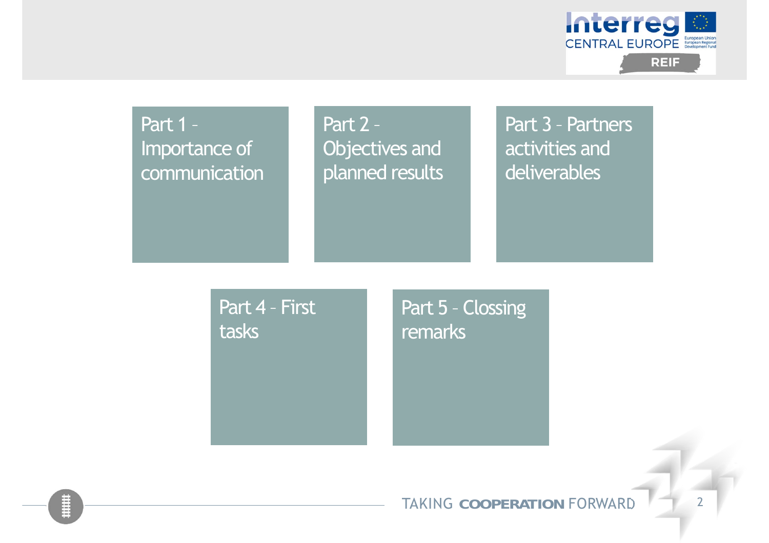Part 1 – Importance of communication

Part 2 – Objectives and planned results

Part 3 – Partners activities and deliverables

Part 4 – First tasks

Part 5 – Clossing remarks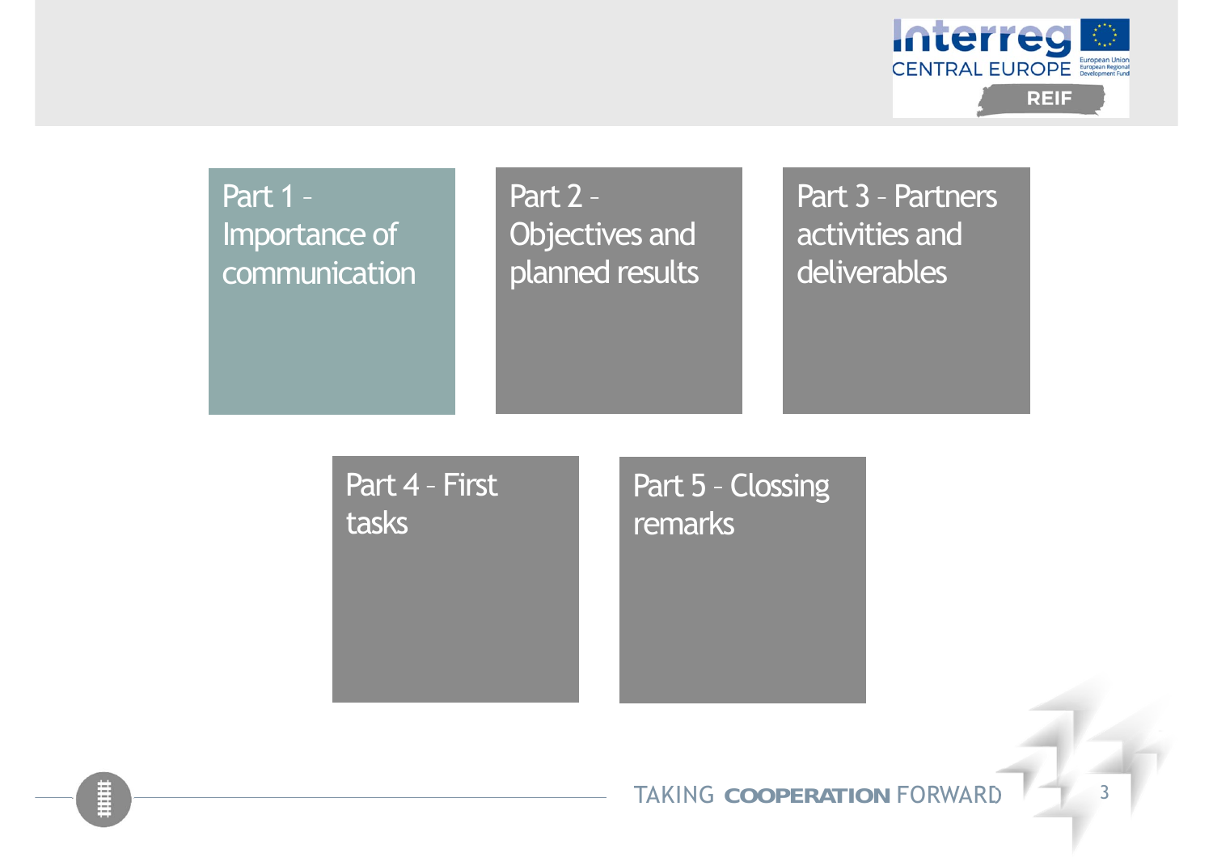Part 1 – Importance of communication

Part 2 – Objectives and planned results

Part 3 – Partners activities and deliverables

Part 4 - First tasks

Part 5 - Clossing remarks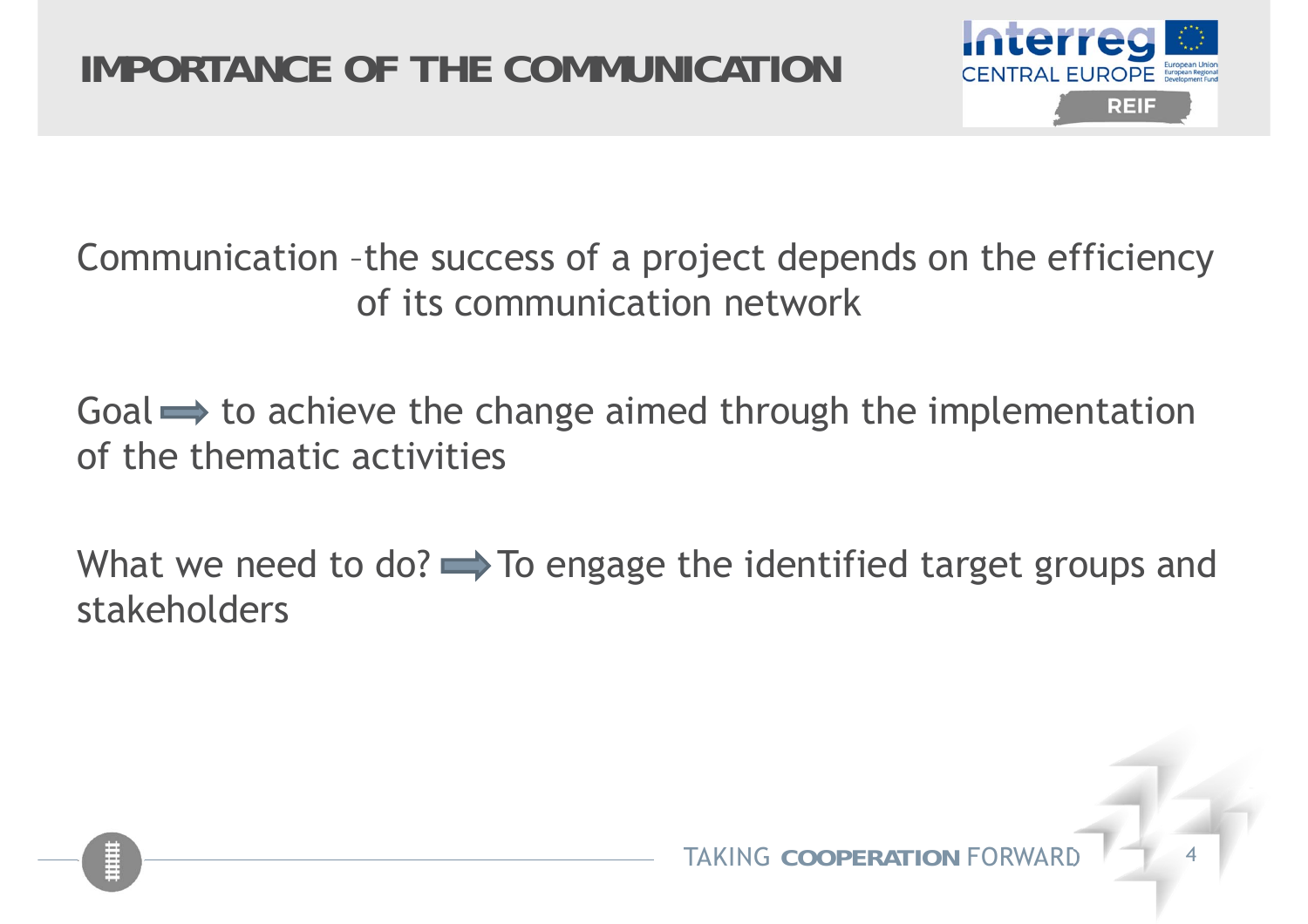# IMPORTANCE OF THE COMMUNICATION

Communication –the success of a project depends on the efficiency of its communication network

Goal ➡ to achieve the change aimed through the implementation of the thematic activities

What we need to do? ➡ To engage the identified target groups and stakeholders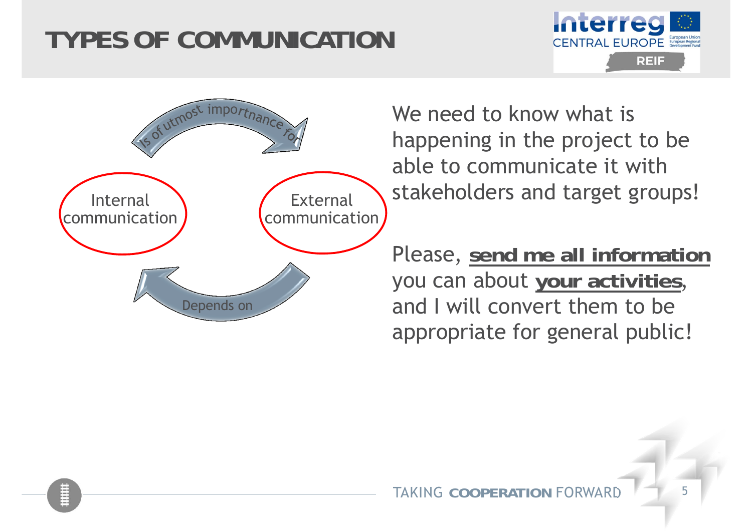# TYPES OF COMMUNICATION

Internal communication — Is of utmost importance for → External communication

External communication — Depends on → Internal communication

We need to know what is happening in the project to be able to communicate it with stakeholders and target groups!

Please, **send me all information** you can about **your activities**, and I will convert them to be appropriate for general public!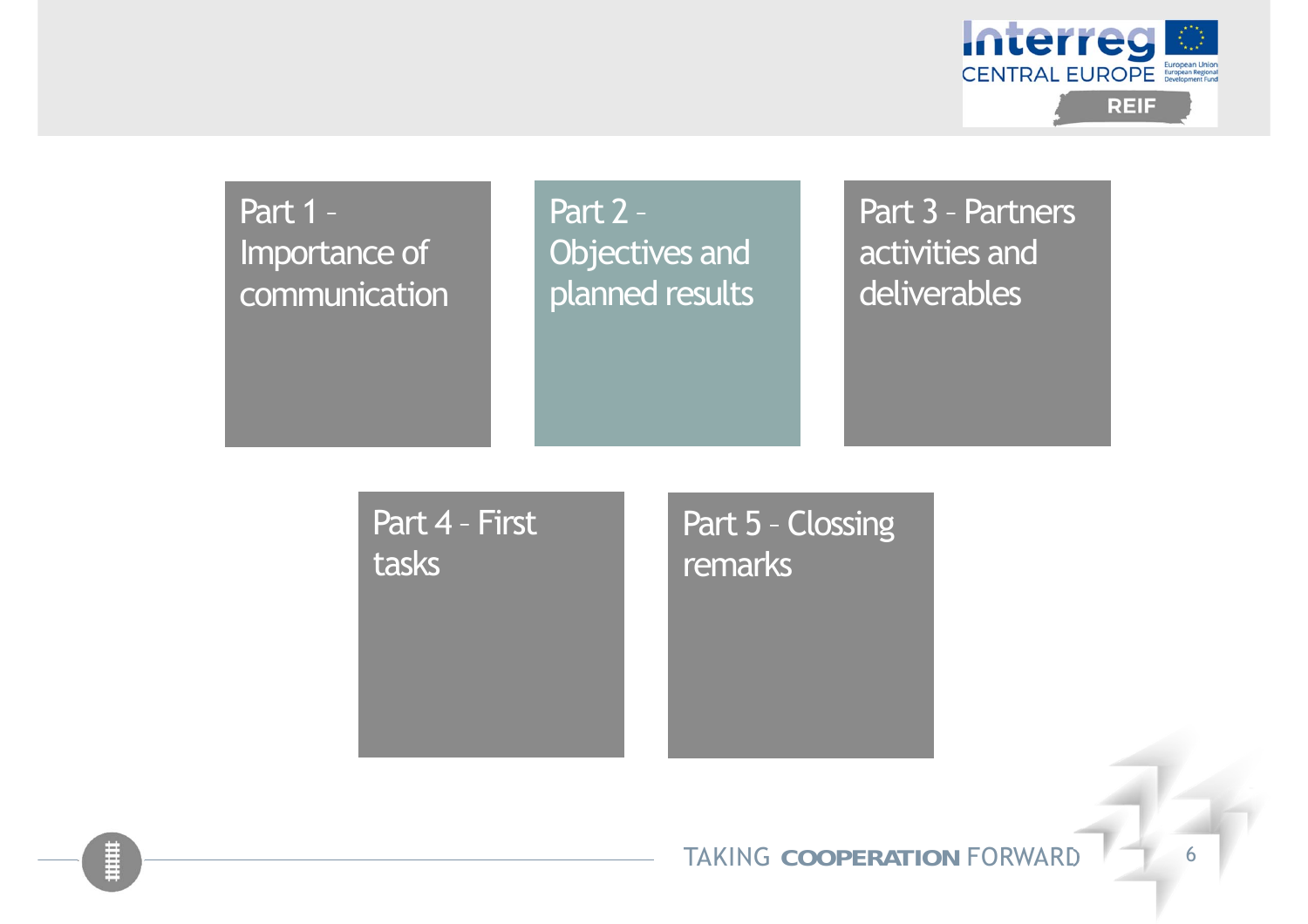- Part 1 – Importance of communication
- Part 2 – Objectives and planned results
- Part 3 – Partners activities and deliverables
- Part 4 - First tasks
- Part 5 - Clossing remarks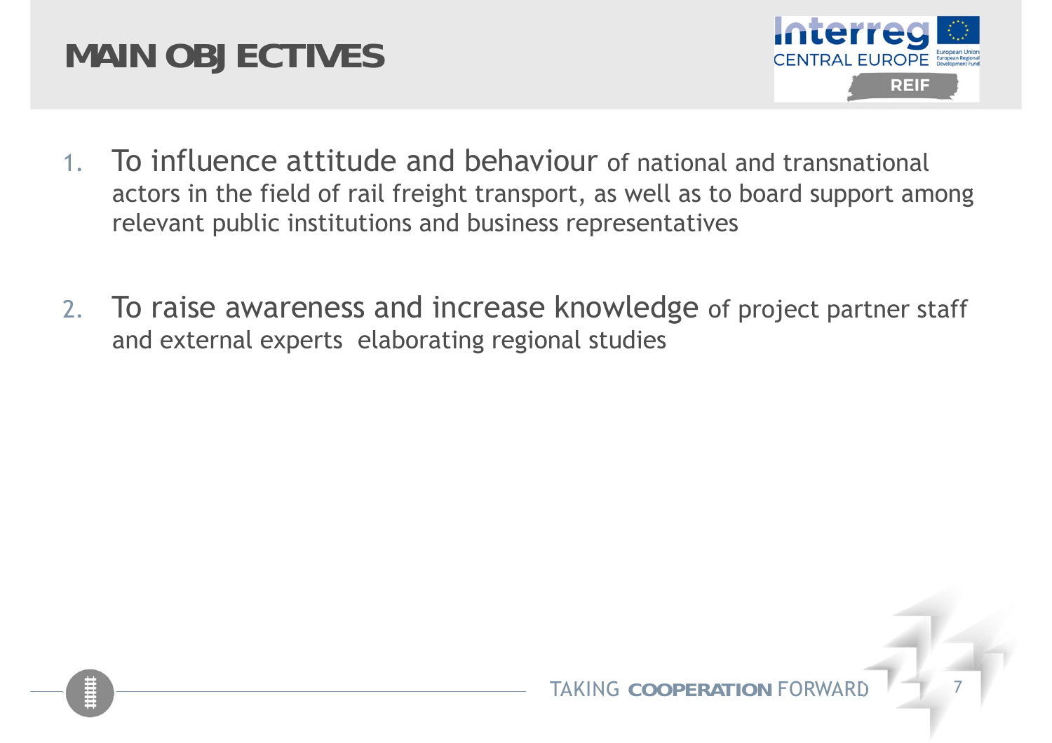# MAIN OBJECTIVES

1. To influence attitude and behaviour of national and transnational actors in the field of rail freight transport, as well as to board support among relevant public institutions and business representatives

2. To raise awareness and increase knowledge of project partner staff and external experts elaborating regional studies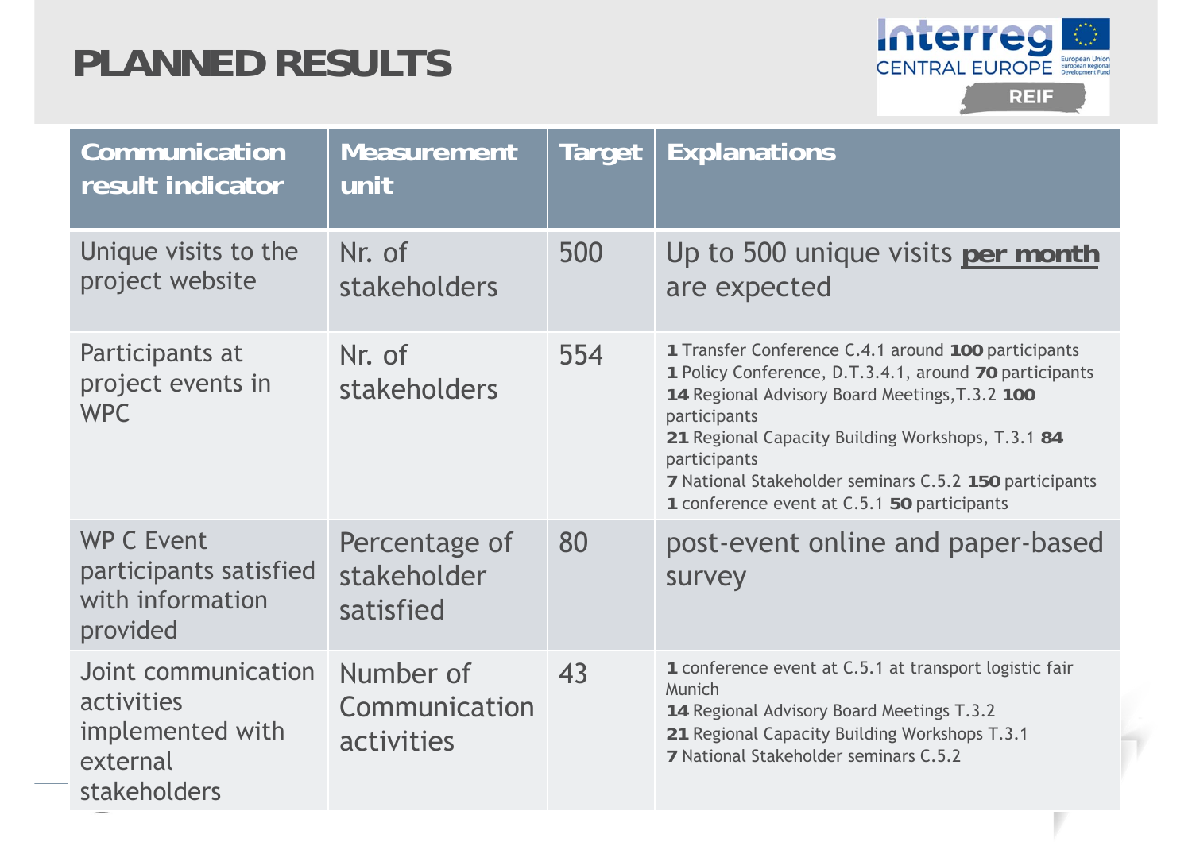# PLANNED RESULTS

| Communication result indicator | Measurement unit | Target | Explanations |
|---|---|---|---|
| Unique visits to the project website | Nr. of stakeholders | 500 | Up to 500 unique visits **per month** are expected |
| Participants at project events in WPC | Nr. of stakeholders | 554 | **1** Transfer Conference C.4.1 around **100** participants<br>**1** Policy Conference, D.T.3.4.1, around **70** participants<br>**14** Regional Advisory Board Meetings,T.3.2 **100** participants<br>**21** Regional Capacity Building Workshops, T.3.1 **84** participants<br>**7** National Stakeholder seminars C.5.2 **150** participants<br>**1** conference event at C.5.1 **50** participants |
| WP C Event participants satisfied with information provided | Percentage of stakeholder satisfied | 80 | post-event online and paper-based survey |
| Joint communication activities implemented with external stakeholders | Number of Communication activities | 43 | **1** conference event at C.5.1 at transport logistic fair Munich<br>**14** Regional Advisory Board Meetings T.3.2<br>**21** Regional Capacity Building Workshops T.3.1<br>**7** National Stakeholder seminars C.5.2 |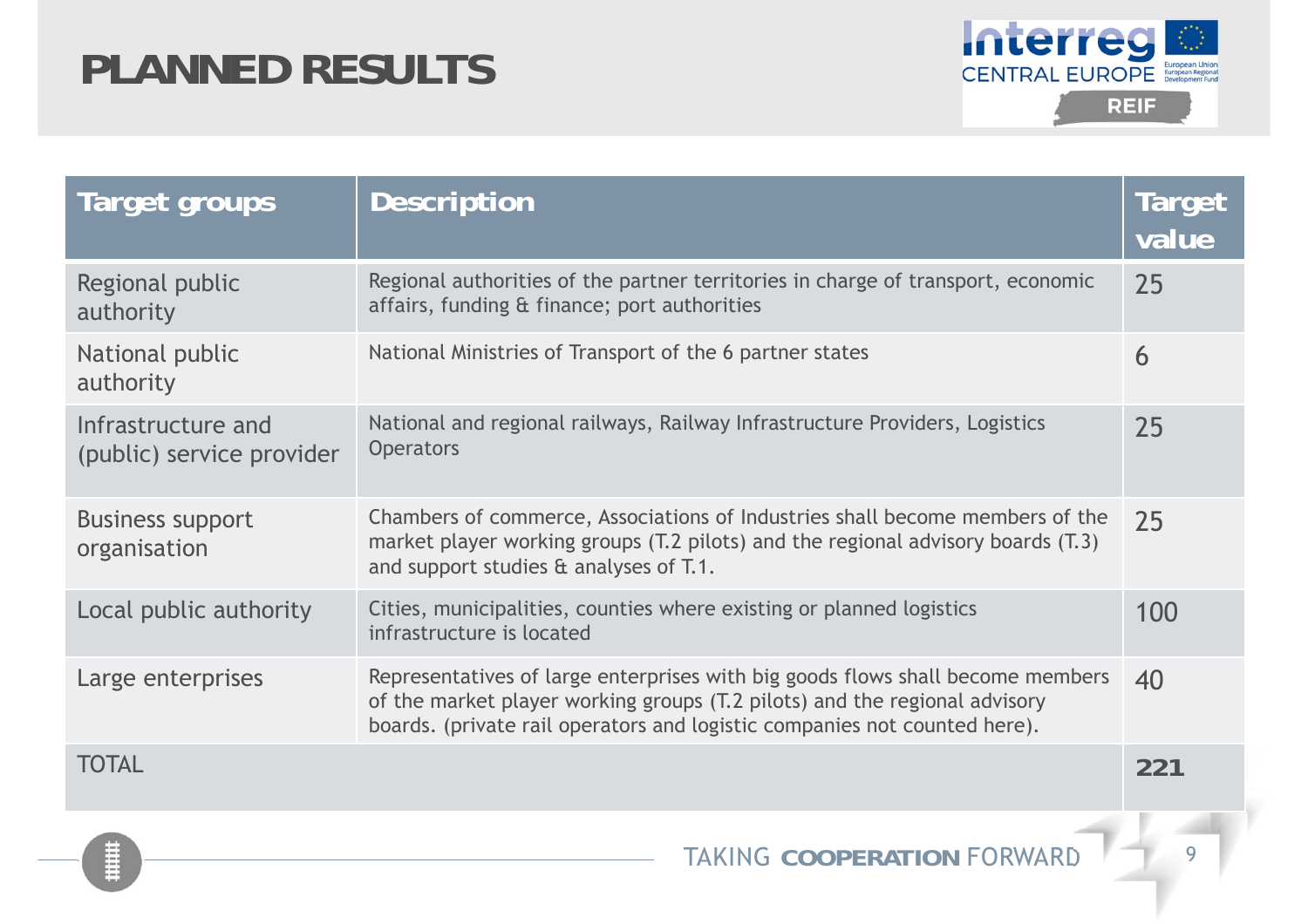# PLANNED RESULTS

| Target groups | Description | Target value |
|---|---|---|
| Regional public authority | Regional authorities of the partner territories in charge of transport, economic affairs, funding & finance; port authorities | 25 |
| National public authority | National Ministries of Transport of the 6 partner states | 6 |
| Infrastructure and (public) service provider | National and regional railways, Railway Infrastructure Providers, Logistics Operators | 25 |
| Business support organisation | Chambers of commerce, Associations of Industries shall become members of the market player working groups (T.2 pilots) and the regional advisory boards (T.3) and support studies & analyses of T.1. | 25 |
| Local public authority | Cities, municipalities, counties where existing or planned logistics infrastructure is located | 100 |
| Large enterprises | Representatives of large enterprises with big goods flows shall become members of the market player working groups (T.2 pilots) and the regional advisory boards. (private rail operators and logistic companies not counted here). | 40 |
| TOTAL | | **221** |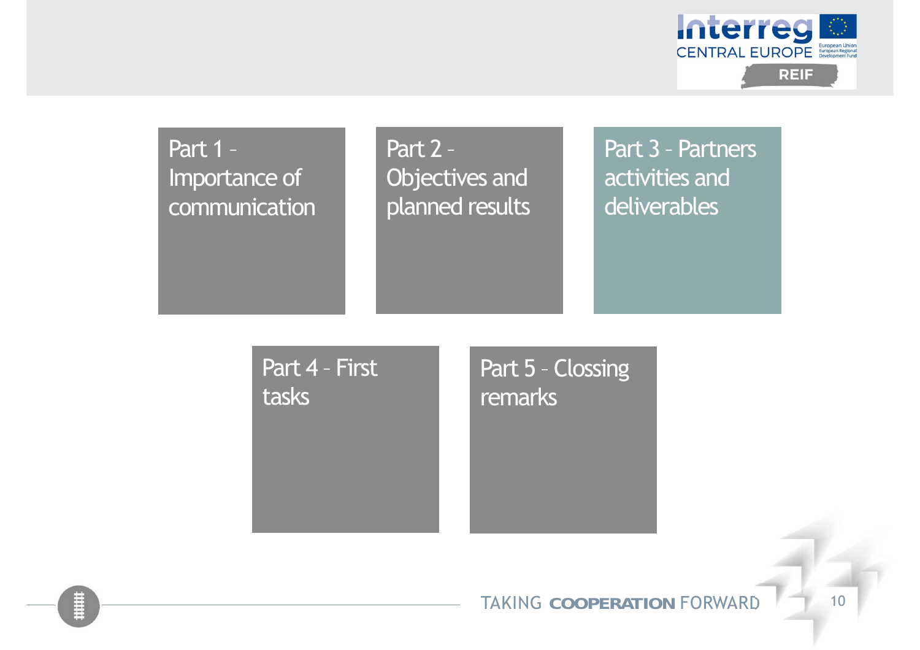- Part 1 – Importance of communication
- Part 2 – Objectives and planned results
- Part 3 – Partners activities and deliverables
- Part 4 – First tasks
- Part 5 – Clossing remarks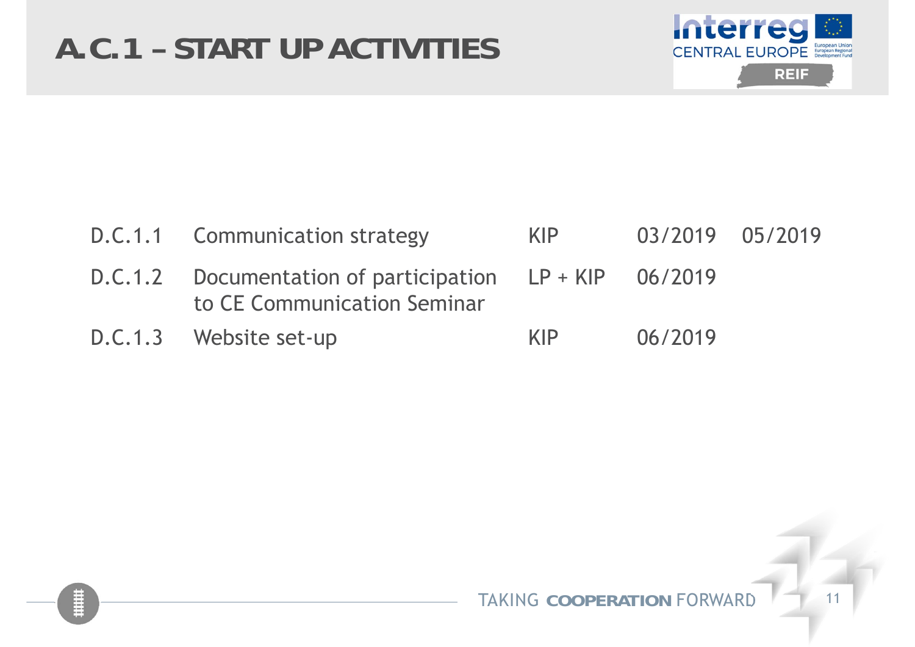# A.C.1 – START UP ACTIVITIES

| | | | | |
|---|---|---|---|---|
| D.C.1.1 | Communication strategy | KIP | 03/2019 | 05/2019 |
| D.C.1.2 | Documentation of participation to CE Communication Seminar | LP + KIP | 06/2019 | |
| D.C.1.3 | Website set-up | KIP | 06/2019 | |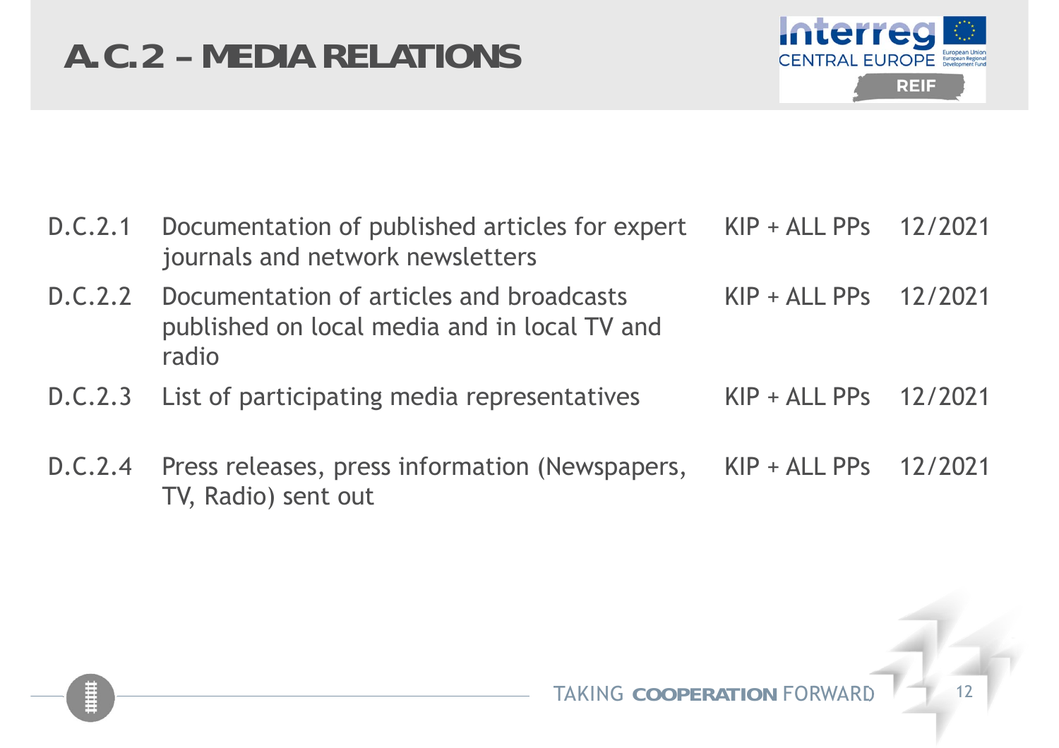# A.C.2 – MEDIA RELATIONS

| | | | |
|---|---|---|---|
| D.C.2.1 | Documentation of published articles for expert journals and network newsletters | KIP + ALL PPs | 12/2021 |
| D.C.2.2 | Documentation of articles and broadcasts published on local media and in local TV and radio | KIP + ALL PPs | 12/2021 |
| D.C.2.3 | List of participating media representatives | KIP + ALL PPs | 12/2021 |
| D.C.2.4 | Press releases, press information (Newspapers, TV, Radio) sent out | KIP + ALL PPs | 12/2021 |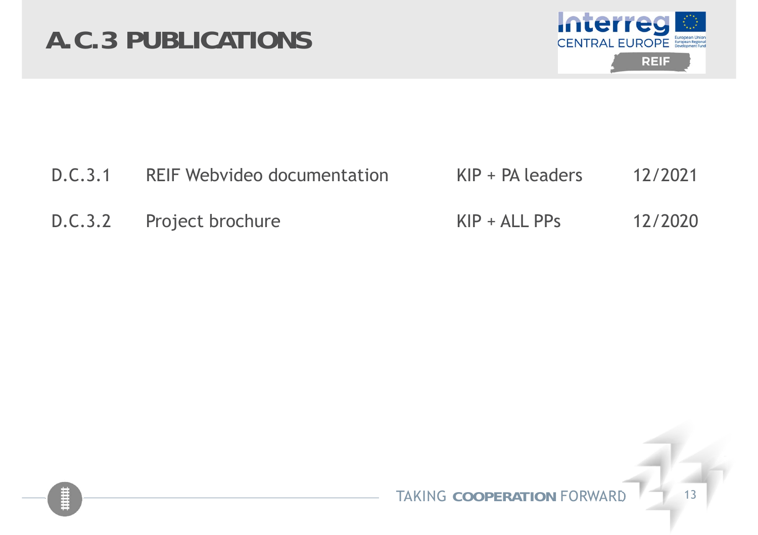# A.C.3 PUBLICATIONS

| | | | |
|---|---|---|---|
| D.C.3.1 | REIF Webvideo documentation | KIP + PA leaders | 12/2021 |
| D.C.3.2 | Project brochure | KIP + ALL PPs | 12/2020 |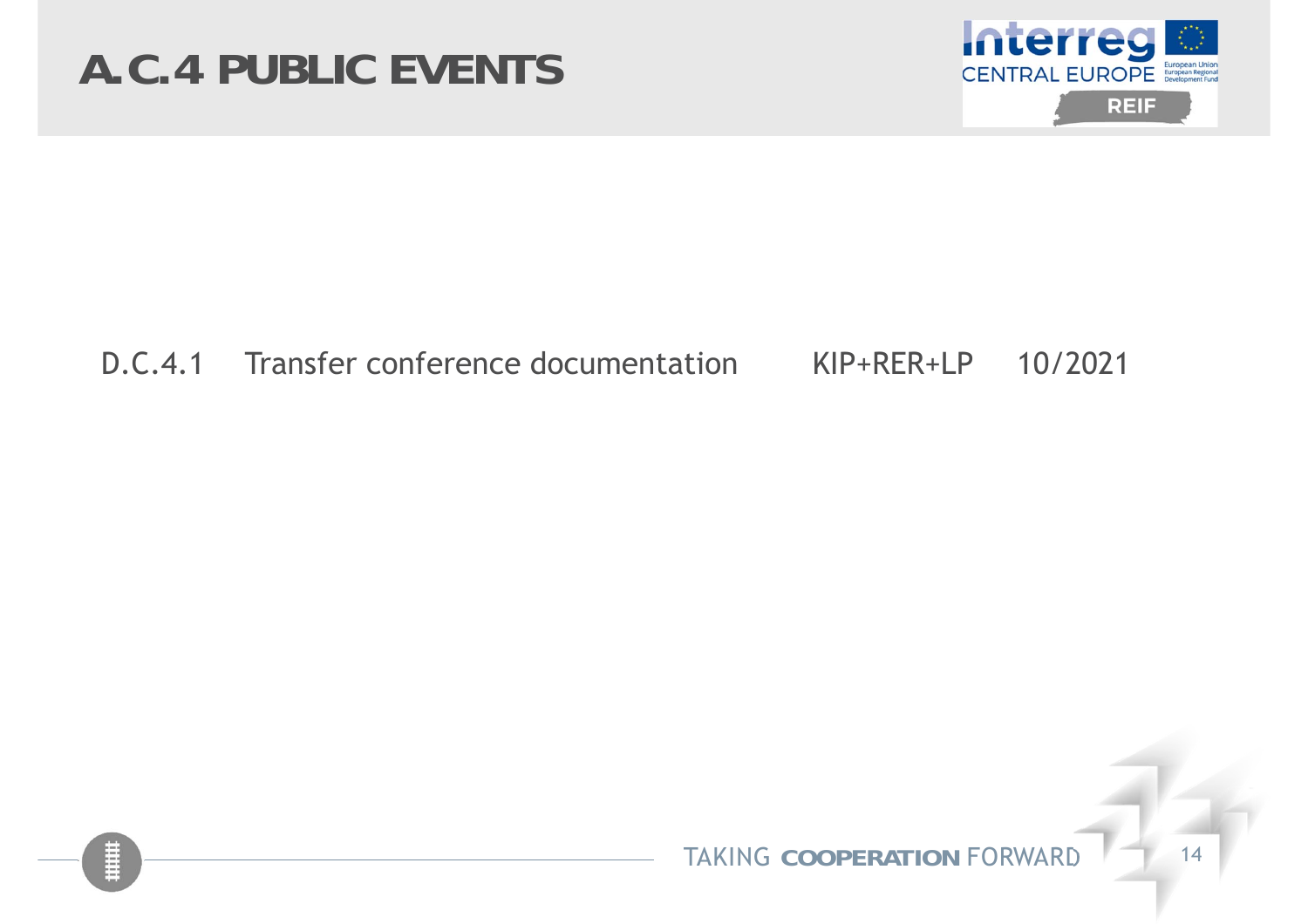# A.C.4 PUBLIC EVENTS

| | | | |
|---|---|---|---|
| D.C.4.1 | Transfer conference documentation | KIP+RER+LP | 10/2021 |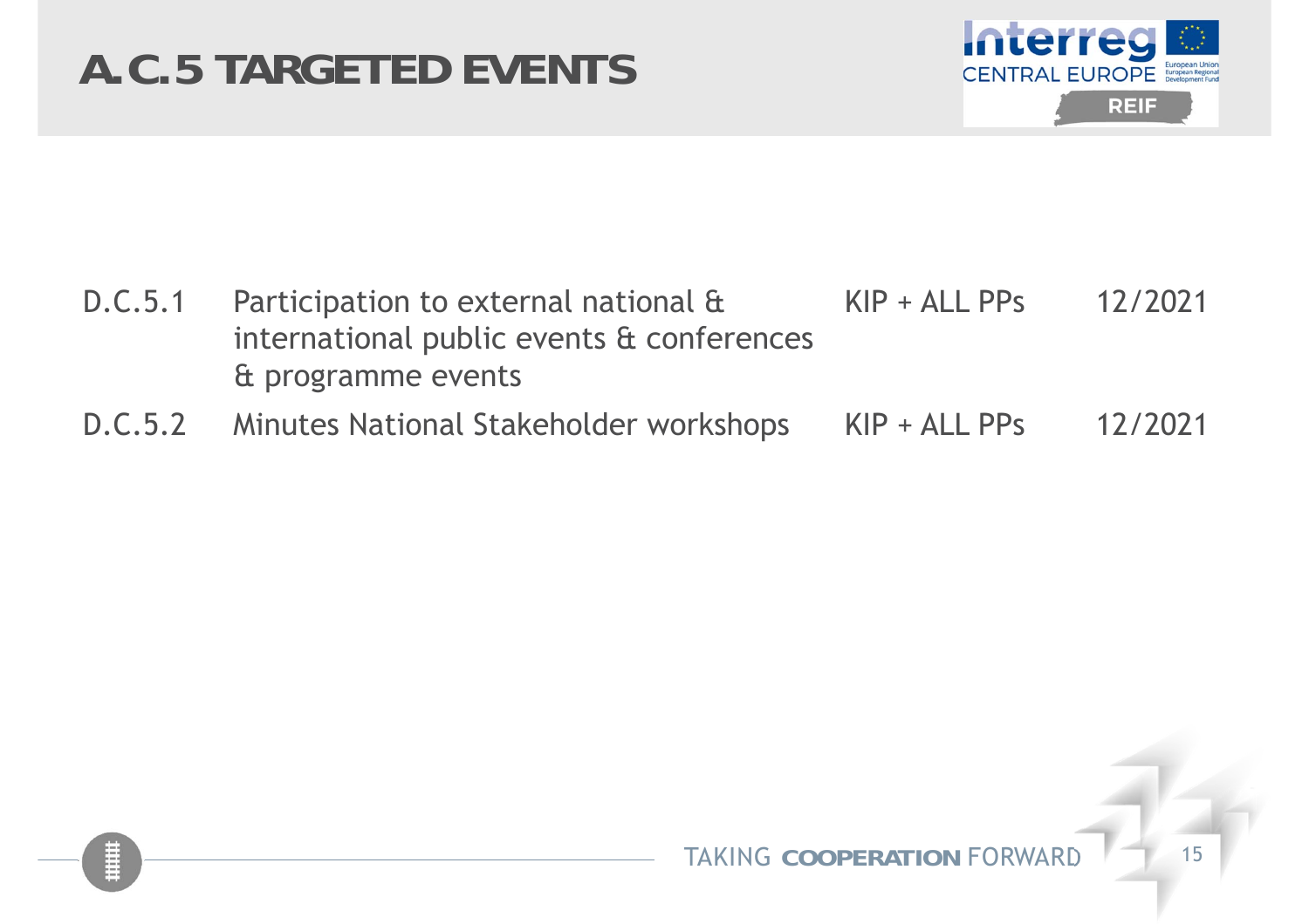# A.C.5 TARGETED EVENTS

| | | | |
|---|---|---|---|
| D.C.5.1 | Participation to external national & international public events & conferences & programme events | KIP + ALL PPs | 12/2021 |
| D.C.5.2 | Minutes National Stakeholder workshops | KIP + ALL PPs | 12/2021 |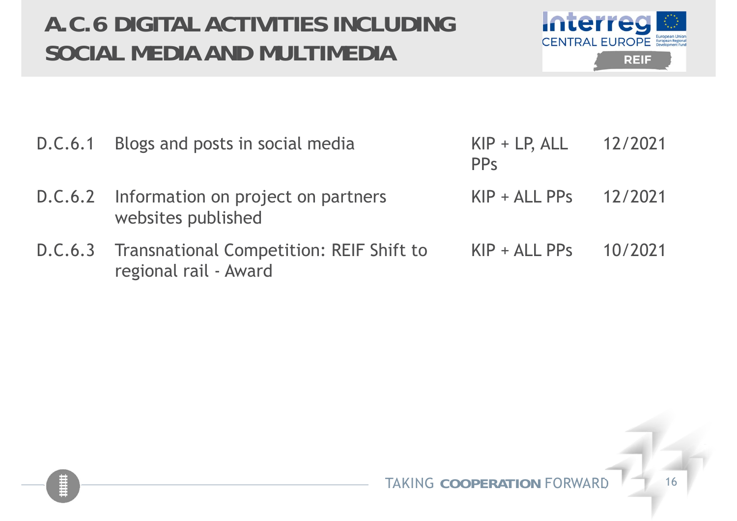# A.C.6 DIGITAL ACTIVITIES INCLUDING SOCIAL MEDIA AND MULTIMEDIA

| | | | |
|---|---|---|---|
| D.C.6.1 | Blogs and posts in social media | KIP + LP, ALL PPs | 12/2021 |
| D.C.6.2 | Information on project on partners websites published | KIP + ALL PPs | 12/2021 |
| D.C.6.3 | Transnational Competition: REIF Shift to regional rail - Award | KIP + ALL PPs | 10/2021 |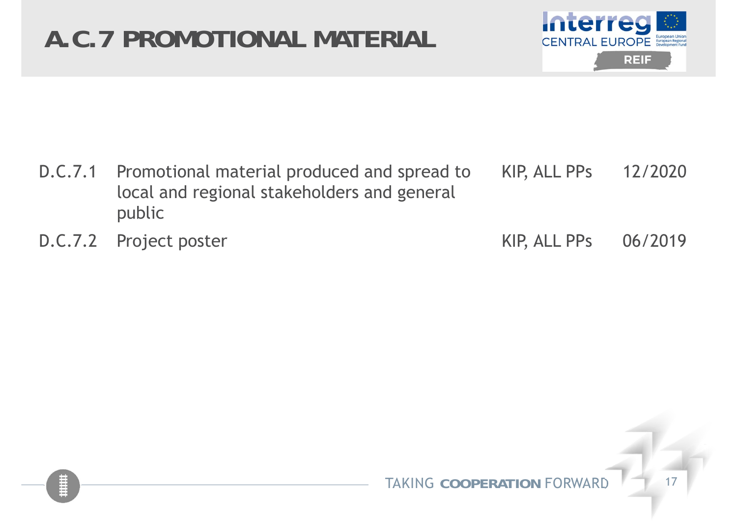# A.C.7 PROMOTIONAL MATERIAL

| | | | |
|---|---|---|---|
| D.C.7.1 | Promotional material produced and spread to local and regional stakeholders and general public | KIP, ALL PPs | 12/2020 |
| D.C.7.2 | Project poster | KIP, ALL PPs | 06/2019 |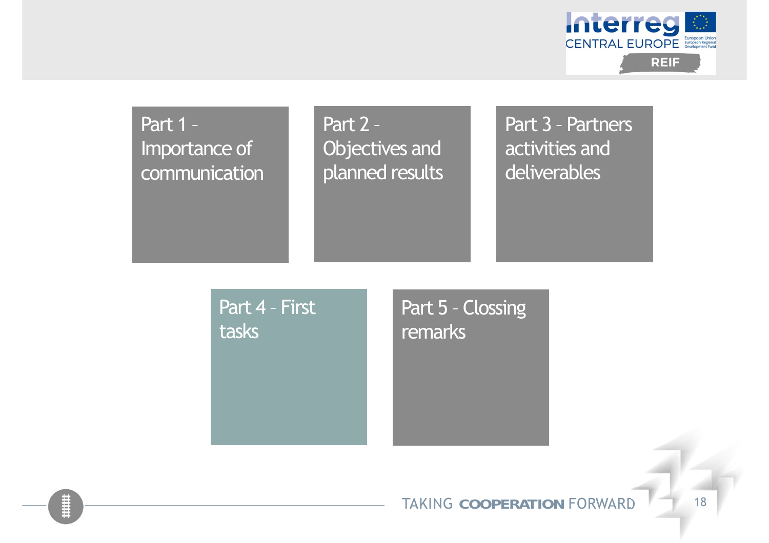Part 1 – Importance of communication

Part 2 – Objectives and planned results

Part 3 – Partners activities and deliverables

Part 4 – First tasks

Part 5 – Clossing remarks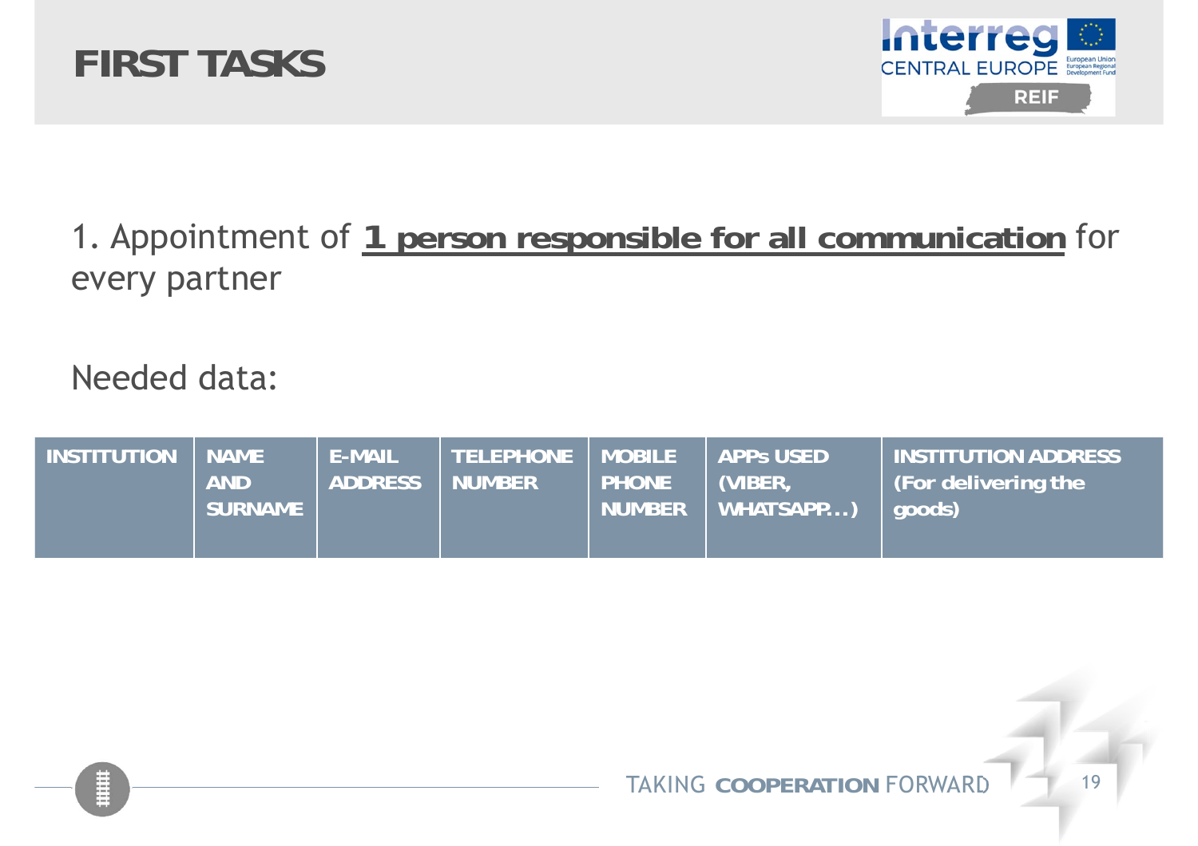# FIRST TASKS

1. Appointment of **1 person responsible for all communication** for every partner

Needed data:

| INSTITUTION | NAME AND SURNAME | E-MAIL ADDRESS | TELEPHONE NUMBER | MOBILE PHONE NUMBER | APPs USED (VIBER, WHATSAPP…) | INSTITUTION ADDRESS (For delivering the goods) |
|---|---|---|---|---|---|---|

TAKING **COOPERATION** FORWARD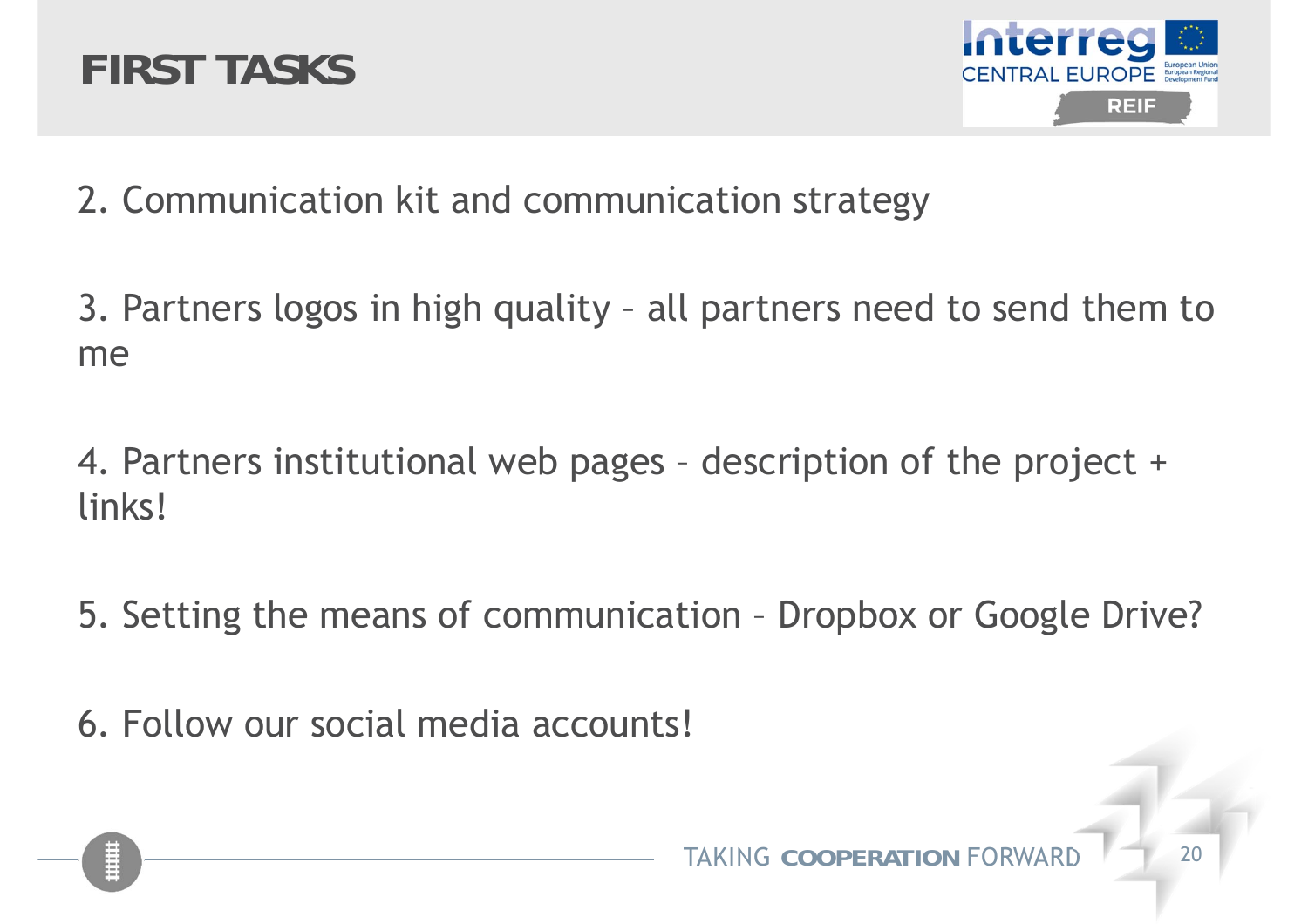# FIRST TASKS

2. Communication kit and communication strategy

3. Partners logos in high quality – all partners need to send them to me

4. Partners institutional web pages – description of the project + links!

5. Setting the means of communication – Dropbox or Google Drive?

6. Follow our social media accounts!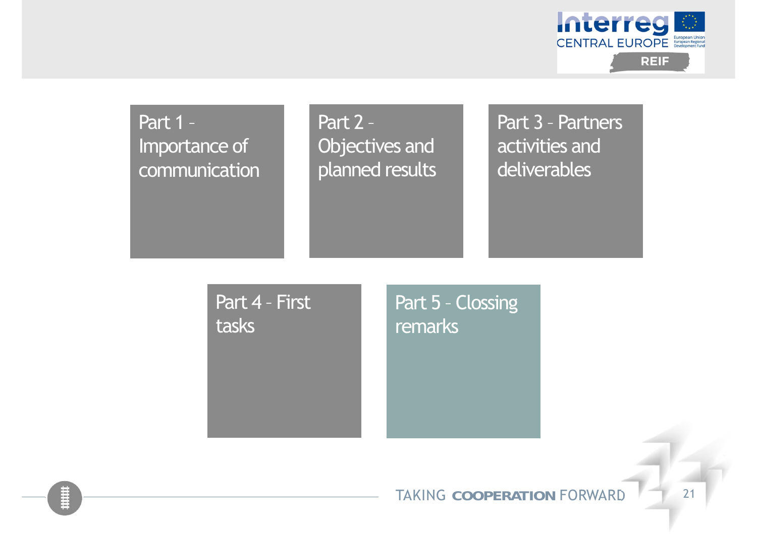- Part 1 – Importance of communication
- Part 2 – Objectives and planned results
- Part 3 – Partners activities and deliverables
- Part 4 - First tasks
- Part 5 - Clossing remarks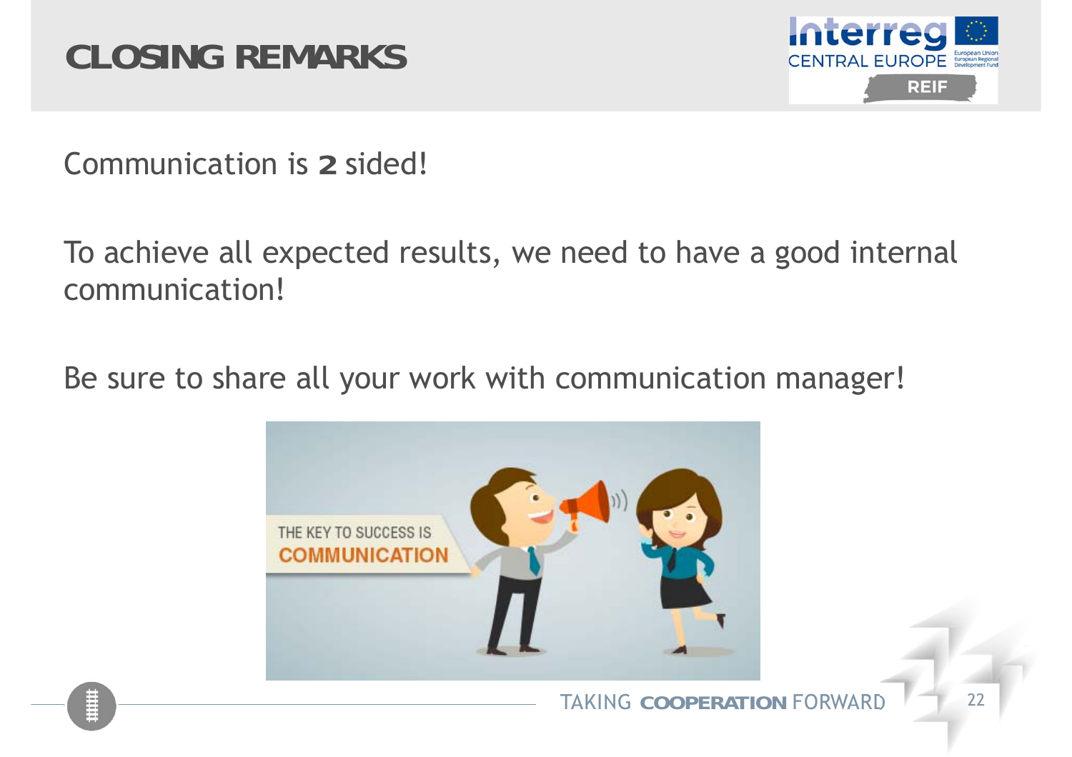# CLOSING REMARKS

Communication is **2** sided!

To achieve all expected results, we need to have a good internal communication!

Be sure to share all your work with communication manager!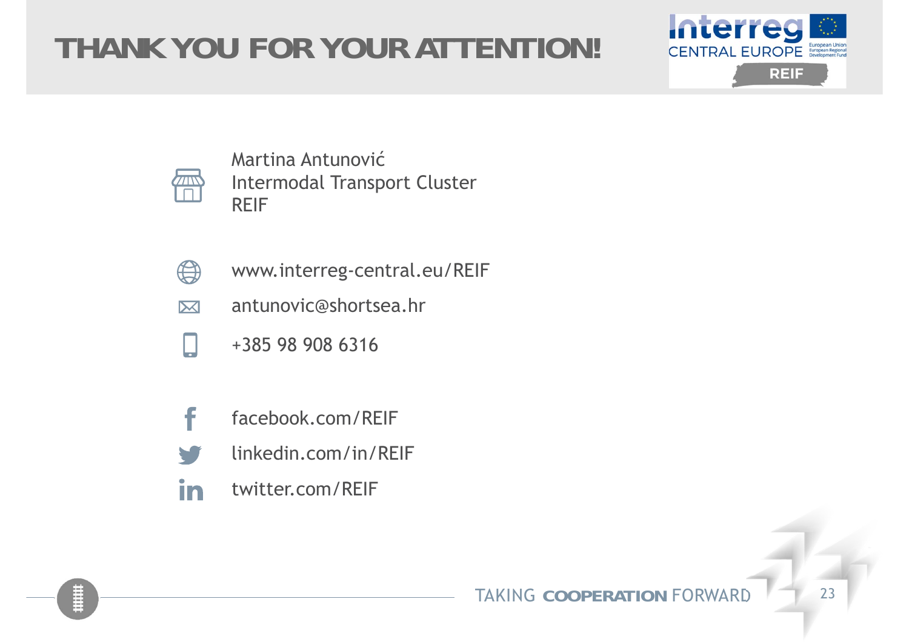# THANK YOU FOR YOUR ATTENTION!

Martina Antunović
Intermodal Transport Cluster
REIF

www.interreg-central.eu/REIF

antunovic@shortsea.hr

+385 98 908 6316

facebook.com/REIF

linkedin.com/in/REIF

twitter.com/REIF

TAKING **COOPERATION** FORWARD